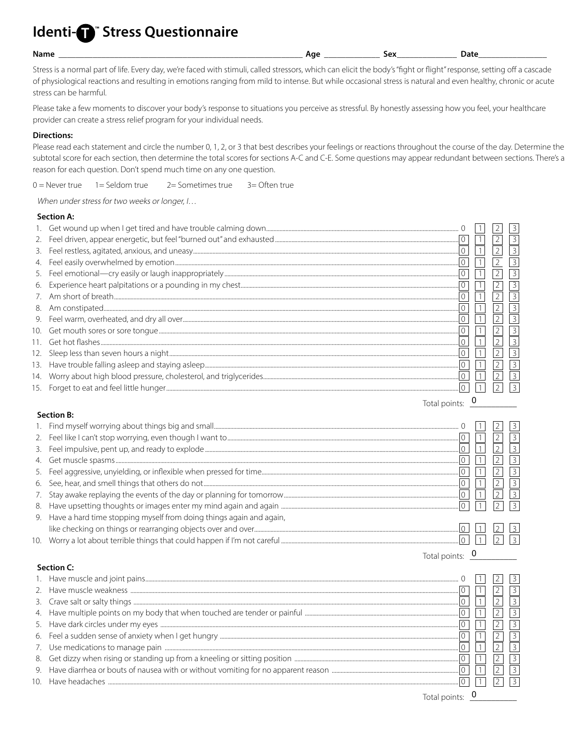# Identi-T™ Stress Questionnaire

**Name** ______________________ **Age** __________ **Sex**__________ **Date**____________

Stress is a normal part of life. Every day, we're faced with stimuli, called stressors, which can elicit the body's "fight or flight" response, setting off a cascade of physiological reactions and resulting in emotions ranging from mild to intense. But while occasional stress is natural and even healthy, chronic or acute stress can be harmful.

Please take a few moments to discover your body's response to situations you perceive as stressful. By honestly assessing how you feel, your healthcare provider can create a stress relief program for your individual needs.

**Directions:**

Please read each statement and circle the number 0, 1, 2, or 3 that best describes your feelings or reactions throughout the course of the day. Determine the subtotal score for each section, then determine the total scores for sections A-C and C-E. Some questions may appear redundant between sections. There's a reason for each question. Don't spend much time on any one question.

0 = Never true    1= Seldom true    2= Sometimes true    3= Often true

*When under stress for two weeks or longer, I…*

**Section A:**

1. Get wound up when I get tired and have trouble calming down .......... 0 1 2 3
2. Feel driven, appear energetic, but feel "burned out" and exhausted .......... 0 1 2 3
3. Feel restless, agitated, anxious, and uneasy .......... 0 1 2 3
4. Feel easily overwhelmed by emotion .......... 0 1 2 3
5. Feel emotional—cry easily or laugh inappropriately .......... 0 1 2 3
6. Experience heart palpitations or a pounding in my chest .......... 0 1 2 3
7. Am short of breath .......... 0 1 2 3
8. Am constipated .......... 0 1 2 3
9. Feel warm, overheated, and dry all over .......... 0 1 2 3
10. Get mouth sores or sore tongue .......... 0 1 2 3
11. Get hot flashes .......... 0 1 2 3
12. Sleep less than seven hours a night .......... 0 1 2 3
13. Have trouble falling asleep and staying asleep .......... 0 1 2 3
14. Worry about high blood pressure, cholesterol, and triglycerides .......... 0 1 2 3
15. Forget to eat and feel little hunger .......... 0 1 2 3

Total points: 0

**Section B:**

1. Find myself worrying about things big and small .......... 0 1 2 3
2. Feel like I can't stop worrying, even though I want to .......... 0 1 2 3
3. Feel impulsive, pent up, and ready to explode .......... 0 1 2 3
4. Get muscle spasms .......... 0 1 2 3
5. Feel aggressive, unyielding, or inflexible when pressed for time .......... 0 1 2 3
6. See, hear, and smell things that others do not .......... 0 1 2 3
7. Stay awake replaying the events of the day or planning for tomorrow .......... 0 1 2 3
8. Have upsetting thoughts or images enter my mind again and again .......... 0 1 2 3
9. Have a hard time stopping myself from doing things again and again, like checking on things or rearranging objects over and over .......... 0 1 2 3
10. Worry a lot about terrible things that could happen if I'm not careful .......... 0 1 2 3

Total points: 0

**Section C:**

1. Have muscle and joint pains .......... 0 1 2 3
2. Have muscle weakness .......... 0 1 2 3
3. Crave salt or salty things .......... 0 1 2 3
4. Have multiple points on my body that when touched are tender or painful .......... 0 1 2 3
5. Have dark circles under my eyes .......... 0 1 2 3
6. Feel a sudden sense of anxiety when I get hungry .......... 0 1 2 3
7. Use medications to manage pain .......... 0 1 2 3
8. Get dizzy when rising or standing up from a kneeling or sitting position .......... 0 1 2 3
9. Have diarrhea or bouts of nausea with or without vomiting for no apparent reason .......... 0 1 2 3
10. Have headaches .......... 0 1 2 3

Total points: 0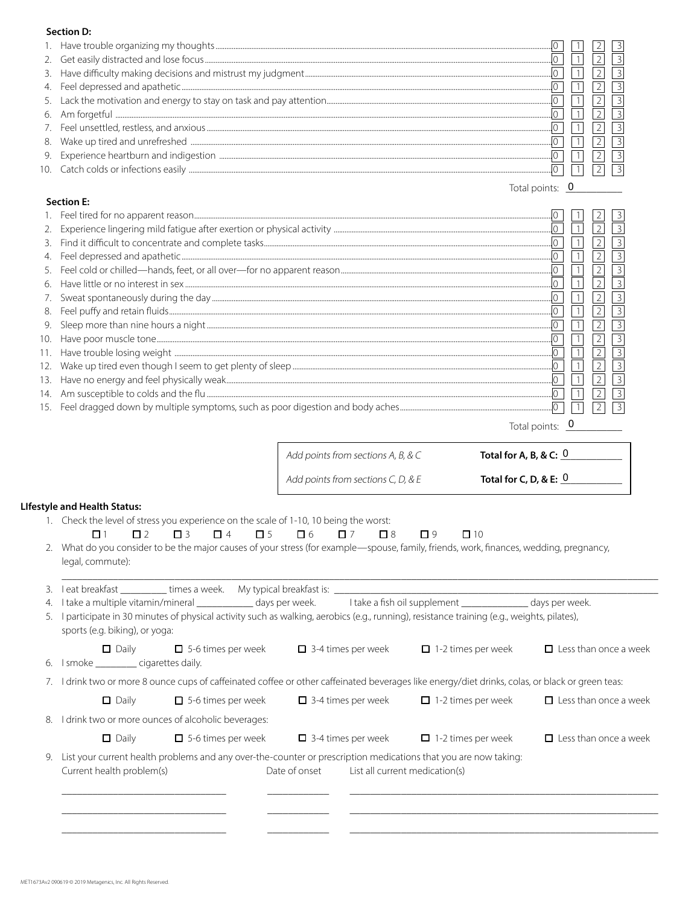**Section D:**

| | | | | | |
|---|---|---|---|---|---|
| 1. | Have trouble organizing my thoughts | 0 | 1 | 2 | 3 |
| 2. | Get easily distracted and lose focus | 0 | 1 | 2 | 3 |
| 3. | Have difficulty making decisions and mistrust my judgment | 0 | 1 | 2 | 3 |
| 4. | Feel depressed and apathetic | 0 | 1 | 2 | 3 |
| 5. | Lack the motivation and energy to stay on task and pay attention | 0 | 1 | 2 | 3 |
| 6. | Am forgetful | 0 | 1 | 2 | 3 |
| 7. | Feel unsettled, restless, and anxious | 0 | 1 | 2 | 3 |
| 8. | Wake up tired and unrefreshed | 0 | 1 | 2 | 3 |
| 9. | Experience heartburn and indigestion | 0 | 1 | 2 | 3 |
| 10. | Catch colds or infections easily | 0 | 1 | 2 | 3 |

Total points: 0

**Section E:**

| | | | | | |
|---|---|---|---|---|---|
| 1. | Feel tired for no apparent reason | 0 | 1 | 2 | 3 |
| 2. | Experience lingering mild fatigue after exertion or physical activity | 0 | 1 | 2 | 3 |
| 3. | Find it difficult to concentrate and complete tasks | 0 | 1 | 2 | 3 |
| 4. | Feel depressed and apathetic | 0 | 1 | 2 | 3 |
| 5. | Feel cold or chilled—hands, feet, or all over—for no apparent reason | 0 | 1 | 2 | 3 |
| 6. | Have little or no interest in sex | 0 | 1 | 2 | 3 |
| 7. | Sweat spontaneously during the day | 0 | 1 | 2 | 3 |
| 8. | Feel puffy and retain fluids | 0 | 1 | 2 | 3 |
| 9. | Sleep more than nine hours a night | 0 | 1 | 2 | 3 |
| 10. | Have poor muscle tone | 0 | 1 | 2 | 3 |
| 11. | Have trouble losing weight | 0 | 1 | 2 | 3 |
| 12. | Wake up tired even though I seem to get plenty of sleep | 0 | 1 | 2 | 3 |
| 13. | Have no energy and feel physically weak | 0 | 1 | 2 | 3 |
| 14. | Am susceptible to colds and the flu | 0 | 1 | 2 | 3 |
| 15. | Feel dragged down by multiple symptoms, such as poor digestion and body aches | 0 | 1 | 2 | 3 |

Total points: 0

| | |
|---|---|
| *Add points from sections A, B, & C* | **Total for A, B, & C:** 0 |
| *Add points from sections C, D, & E* | **Total for C, D, & E:** 0 |

**LIfestyle and Health Status:**

1. Check the level of stress you experience on the scale of 1-10, 10 being the worst:

   ☐ 1 ☐ 2 ☐ 3 ☐ 4 ☐ 5 ☐ 6 ☐ 7 ☐ 8 ☐ 9 ☐ 10

2. What do you consider to be the major causes of your stress (for example—spouse, family, friends, work, finances, wedding, pregnancy, legal, commute):

   ______________________________________________________________________

3. I eat breakfast __________ times a week. My typical breakfast is: ______________________________
4. I take a multiple vitamin/mineral ____________ days per week. I take a fish oil supplement ______________ days per week.
5. I participate in 30 minutes of physical activity such as walking, aerobics (e.g., running), resistance training (e.g., weights, pilates), sports (e.g. biking), or yoga:

   ☐ Daily ☐ 5-6 times per week ☐ 3-4 times per week ☐ 1-2 times per week ☐ Less than once a week

6. I smoke _________ cigarettes daily.
7. I drink two or more 8 ounce cups of caffeinated coffee or other caffeinated beverages like energy/diet drinks, colas, or black or green teas:

   ☐ Daily ☐ 5-6 times per week ☐ 3-4 times per week ☐ 1-2 times per week ☐ Less than once a week

8. I drink two or more ounces of alcoholic beverages:

   ☐ Daily ☐ 5-6 times per week ☐ 3-4 times per week ☐ 1-2 times per week ☐ Less than once a week

9. List your current health problems and any over-the-counter or prescription medications that you are now taking:

| Current health problem(s) | Date of onset | List all current medication(s) |
|---|---|---|
| | | |
| | | |
| | | |

MET1673Av2 090619 © 2019 Metagenics, Inc. All Rights Reserved.